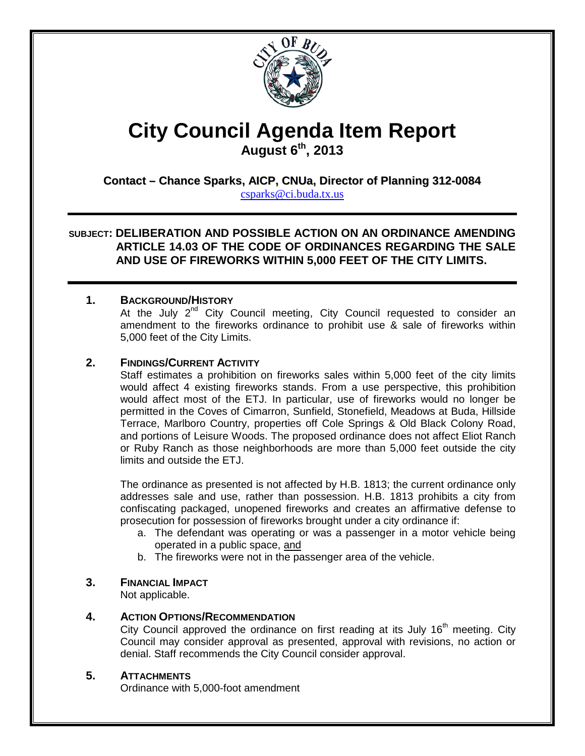# City Council Agenda Item Report

**August 6th, 2013**

**Contact – Chance Sparks, AICP, CNUa, Director of Planning 312-0084**

csparks@ci.buda.tx.us

**SUBJECT: DELIBERATION AND POSSIBLE ACTION ON AN ORDINANCE AMENDING ARTICLE 14.03 OF THE CODE OF ORDINANCES REGARDING THE SALE AND USE OF FIREWORKS WITHIN 5,000 FEET OF THE CITY LIMITS.**

## 1. BACKGROUND/HISTORY

At the July 2nd City Council meeting, City Council requested to consider an amendment to the fireworks ordinance to prohibit use & sale of fireworks within 5,000 feet of the City Limits.

## 2. FINDINGS/CURRENT ACTIVITY

Staff estimates a prohibition on fireworks sales within 5,000 feet of the city limits would affect 4 existing fireworks stands. From a use perspective, this prohibition would affect most of the ETJ. In particular, use of fireworks would no longer be permitted in the Coves of Cimarron, Sunfield, Stonefield, Meadows at Buda, Hillside Terrace, Marlboro Country, properties off Cole Springs & Old Black Colony Road, and portions of Leisure Woods. The proposed ordinance does not affect Eliot Ranch or Ruby Ranch as those neighborhoods are more than 5,000 feet outside the city limits and outside the ETJ.

The ordinance as presented is not affected by H.B. 1813; the current ordinance only addresses sale and use, rather than possession. H.B. 1813 prohibits a city from confiscating packaged, unopened fireworks and creates an affirmative defense to prosecution for possession of fireworks brought under a city ordinance if:

a. The defendant was operating or was a passenger in a motor vehicle being operated in a public space, <u>and</u>
b. The fireworks were not in the passenger area of the vehicle.

## 3. FINANCIAL IMPACT

Not applicable.

## 4. ACTION OPTIONS/RECOMMENDATION

City Council approved the ordinance on first reading at its July 16th meeting. City Council may consider approval as presented, approval with revisions, no action or denial. Staff recommends the City Council consider approval.

## 5. ATTACHMENTS

Ordinance with 5,000-foot amendment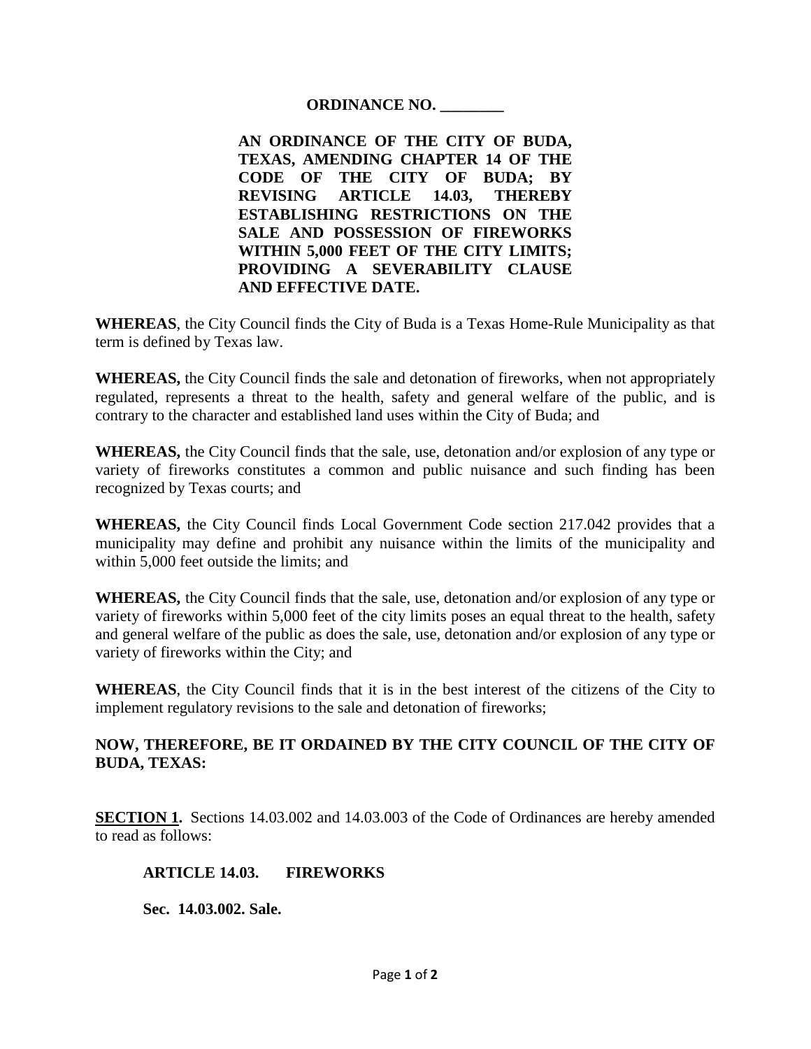**ORDINANCE NO. ________**

**AN ORDINANCE OF THE CITY OF BUDA, TEXAS, AMENDING CHAPTER 14 OF THE CODE OF THE CITY OF BUDA; BY REVISING ARTICLE 14.03, THEREBY ESTABLISHING RESTRICTIONS ON THE SALE AND POSSESSION OF FIREWORKS WITHIN 5,000 FEET OF THE CITY LIMITS; PROVIDING A SEVERABILITY CLAUSE AND EFFECTIVE DATE.**

**WHEREAS**, the City Council finds the City of Buda is a Texas Home-Rule Municipality as that term is defined by Texas law.

**WHEREAS,** the City Council finds the sale and detonation of fireworks, when not appropriately regulated, represents a threat to the health, safety and general welfare of the public, and is contrary to the character and established land uses within the City of Buda; and

**WHEREAS,** the City Council finds that the sale, use, detonation and/or explosion of any type or variety of fireworks constitutes a common and public nuisance and such finding has been recognized by Texas courts; and

**WHEREAS,** the City Council finds Local Government Code section 217.042 provides that a municipality may define and prohibit any nuisance within the limits of the municipality and within 5,000 feet outside the limits; and

**WHEREAS,** the City Council finds that the sale, use, detonation and/or explosion of any type or variety of fireworks within 5,000 feet of the city limits poses an equal threat to the health, safety and general welfare of the public as does the sale, use, detonation and/or explosion of any type or variety of fireworks within the City; and

**WHEREAS**, the City Council finds that it is in the best interest of the citizens of the City to implement regulatory revisions to the sale and detonation of fireworks;

**NOW, THEREFORE, BE IT ORDAINED BY THE CITY COUNCIL OF THE CITY OF BUDA, TEXAS:**

**SECTION 1.** Sections 14.03.002 and 14.03.003 of the Code of Ordinances are hereby amended to read as follows:

**ARTICLE 14.03. FIREWORKS**

**Sec. 14.03.002. Sale.**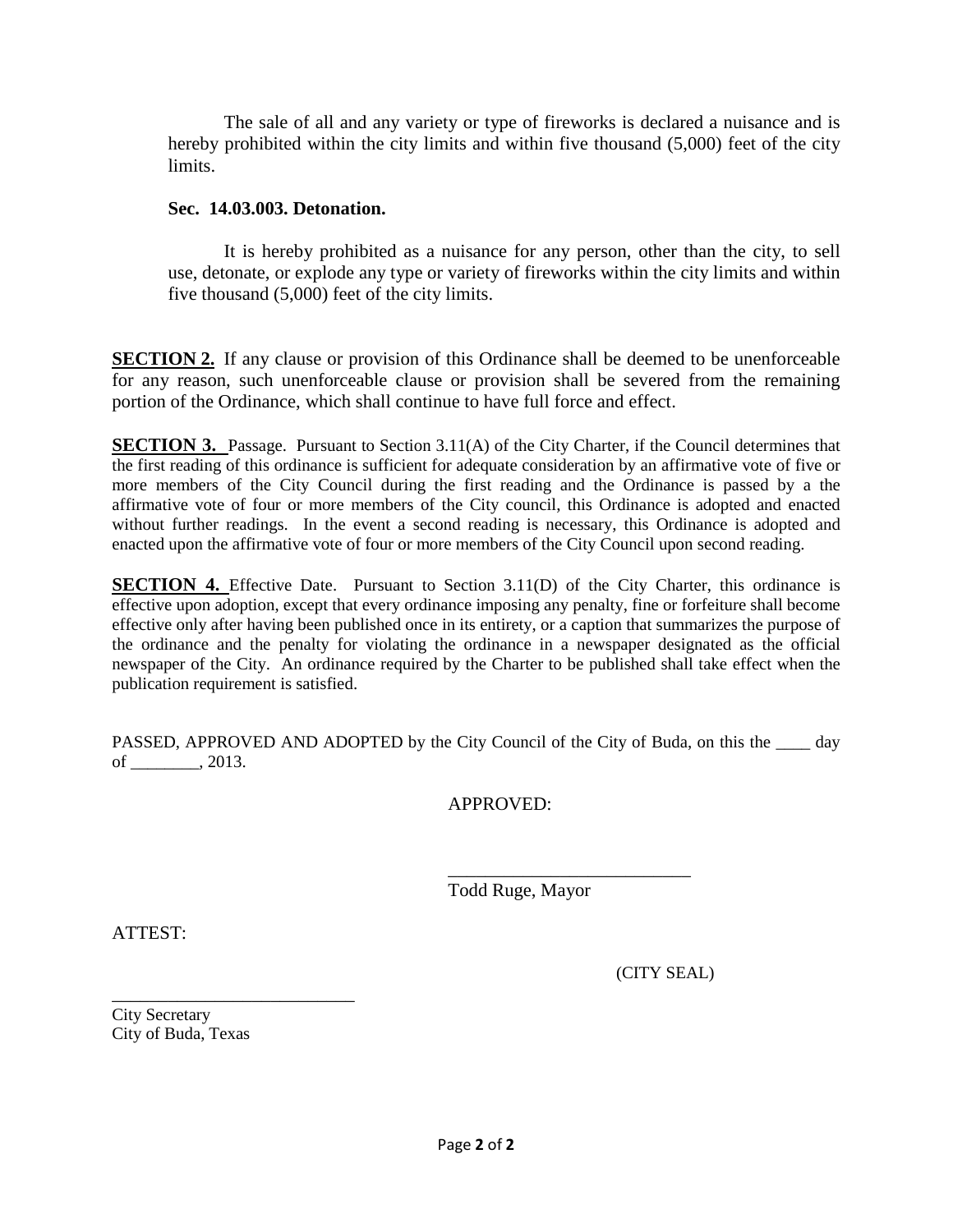The sale of all and any variety or type of fireworks is declared a nuisance and is hereby prohibited within the city limits and within five thousand (5,000) feet of the city limits.

**Sec. 14.03.003. Detonation.**

It is hereby prohibited as a nuisance for any person, other than the city, to sell use, detonate, or explode any type or variety of fireworks within the city limits and within five thousand (5,000) feet of the city limits.

**SECTION 2.** If any clause or provision of this Ordinance shall be deemed to be unenforceable for any reason, such unenforceable clause or provision shall be severed from the remaining portion of the Ordinance, which shall continue to have full force and effect.

**SECTION 3.** Passage. Pursuant to Section 3.11(A) of the City Charter, if the Council determines that the first reading of this ordinance is sufficient for adequate consideration by an affirmative vote of five or more members of the City Council during the first reading and the Ordinance is passed by a the affirmative vote of four or more members of the City council, this Ordinance is adopted and enacted without further readings. In the event a second reading is necessary, this Ordinance is adopted and enacted upon the affirmative vote of four or more members of the City Council upon second reading.

**SECTION 4.** Effective Date. Pursuant to Section 3.11(D) of the City Charter, this ordinance is effective upon adoption, except that every ordinance imposing any penalty, fine or forfeiture shall become effective only after having been published once in its entirety, or a caption that summarizes the purpose of the ordinance and the penalty for violating the ordinance in a newspaper designated as the official newspaper of the City. An ordinance required by the Charter to be published shall take effect when the publication requirement is satisfied.

PASSED, APPROVED AND ADOPTED by the City Council of the City of Buda, on this the ____ day of ________, 2013.

APPROVED:

___________________________
Todd Ruge, Mayor

ATTEST:

(CITY SEAL)

____________________________
City Secretary
City of Buda, Texas